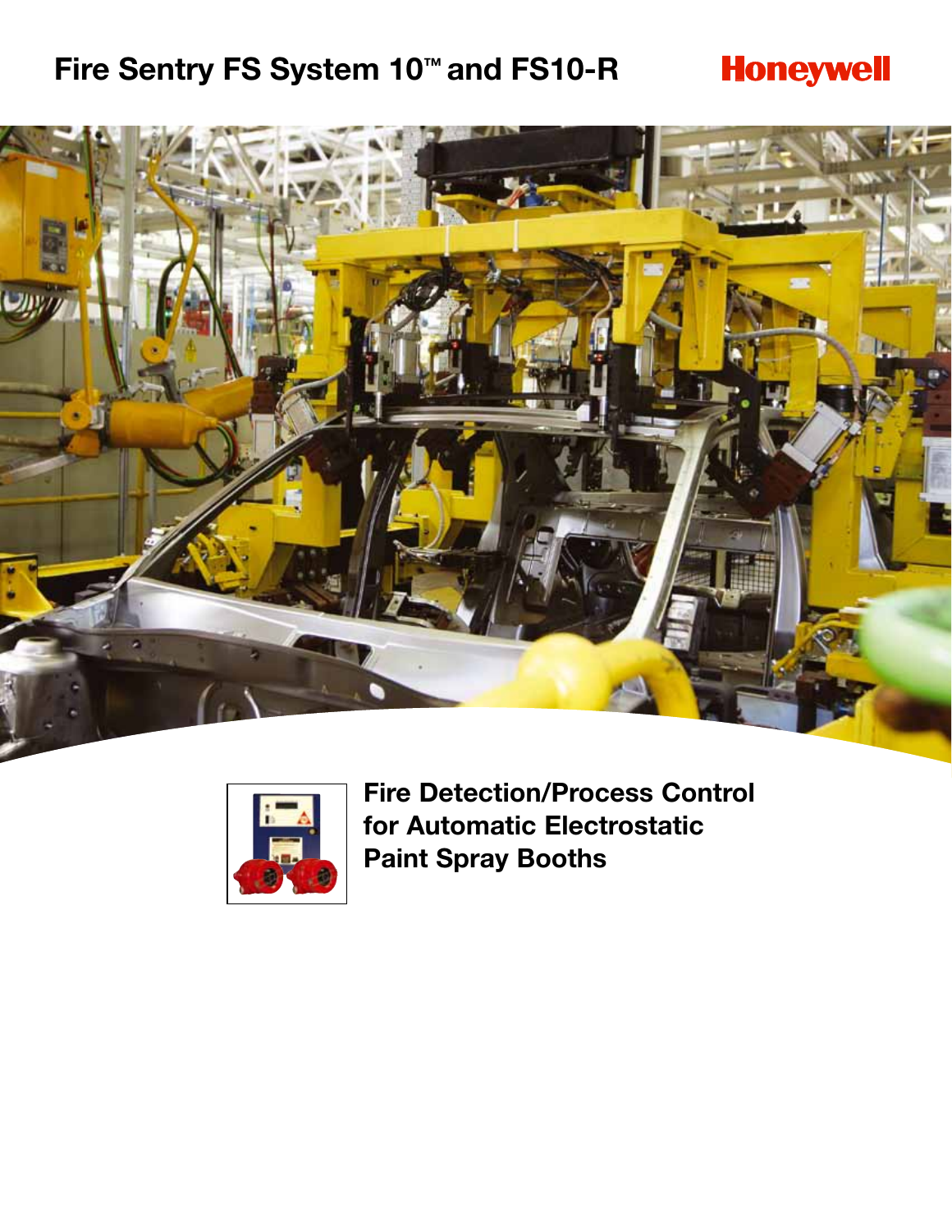# Fire Sentry FS System 10™ and FS10-R

Honeywell

## Fire Detection/Process Control for Automatic Electrostatic Paint Spray Booths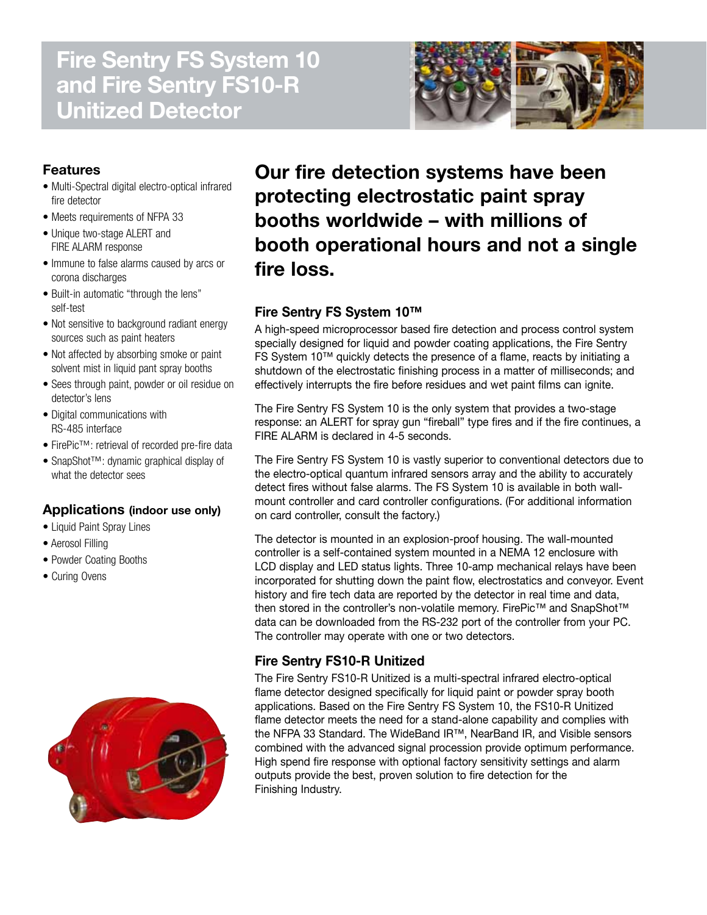# Fire Sentry FS System 10 and Fire Sentry FS10-R Unitized Detector

## Features

- Multi-Spectral digital electro-optical infrared fire detector
- Meets requirements of NFPA 33
- Unique two-stage ALERT and FIRE ALARM response
- Immune to false alarms caused by arcs or corona discharges
- Built-in automatic "through the lens" self-test
- Not sensitive to background radiant energy sources such as paint heaters
- Not affected by absorbing smoke or paint solvent mist in liquid pant spray booths
- Sees through paint, powder or oil residue on detector's lens
- Digital communications with RS-485 interface
- FirePic™: retrieval of recorded pre-fire data
- SnapShot™: dynamic graphical display of what the detector sees

## Applications (indoor use only)

- Liquid Paint Spray Lines
- Aerosol Filling
- Powder Coating Booths
- Curing Ovens

## Our fire detection systems have been protecting electrostatic paint spray booths worldwide – with millions of booth operational hours and not a single fire loss.

### Fire Sentry FS System 10™

A high-speed microprocessor based fire detection and process control system specially designed for liquid and powder coating applications, the Fire Sentry FS System 10™ quickly detects the presence of a flame, reacts by initiating a shutdown of the electrostatic finishing process in a matter of milliseconds; and effectively interrupts the fire before residues and wet paint films can ignite.

The Fire Sentry FS System 10 is the only system that provides a two-stage response: an ALERT for spray gun "fireball" type fires and if the fire continues, a FIRE ALARM is declared in 4-5 seconds.

The Fire Sentry FS System 10 is vastly superior to conventional detectors due to the electro-optical quantum infrared sensors array and the ability to accurately detect fires without false alarms. The FS System 10 is available in both wall-mount controller and card controller configurations. (For additional information on card controller, consult the factory.)

The detector is mounted in an explosion-proof housing. The wall-mounted controller is a self-contained system mounted in a NEMA 12 enclosure with LCD display and LED status lights. Three 10-amp mechanical relays have been incorporated for shutting down the paint flow, electrostatics and conveyor. Event history and fire tech data are reported by the detector in real time and data, then stored in the controller's non-volatile memory. FirePic™ and SnapShot™ data can be downloaded from the RS-232 port of the controller from your PC. The controller may operate with one or two detectors.

### Fire Sentry FS10-R Unitized

The Fire Sentry FS10-R Unitized is a multi-spectral infrared electro-optical flame detector designed specifically for liquid paint or powder spray booth applications. Based on the Fire Sentry FS System 10, the FS10-R Unitized flame detector meets the need for a stand-alone capability and complies with the NFPA 33 Standard. The WideBand IR™, NearBand IR, and Visible sensors combined with the advanced signal procession provide optimum performance. High spend fire response with optional factory sensitivity settings and alarm outputs provide the best, proven solution to fire detection for the Finishing Industry.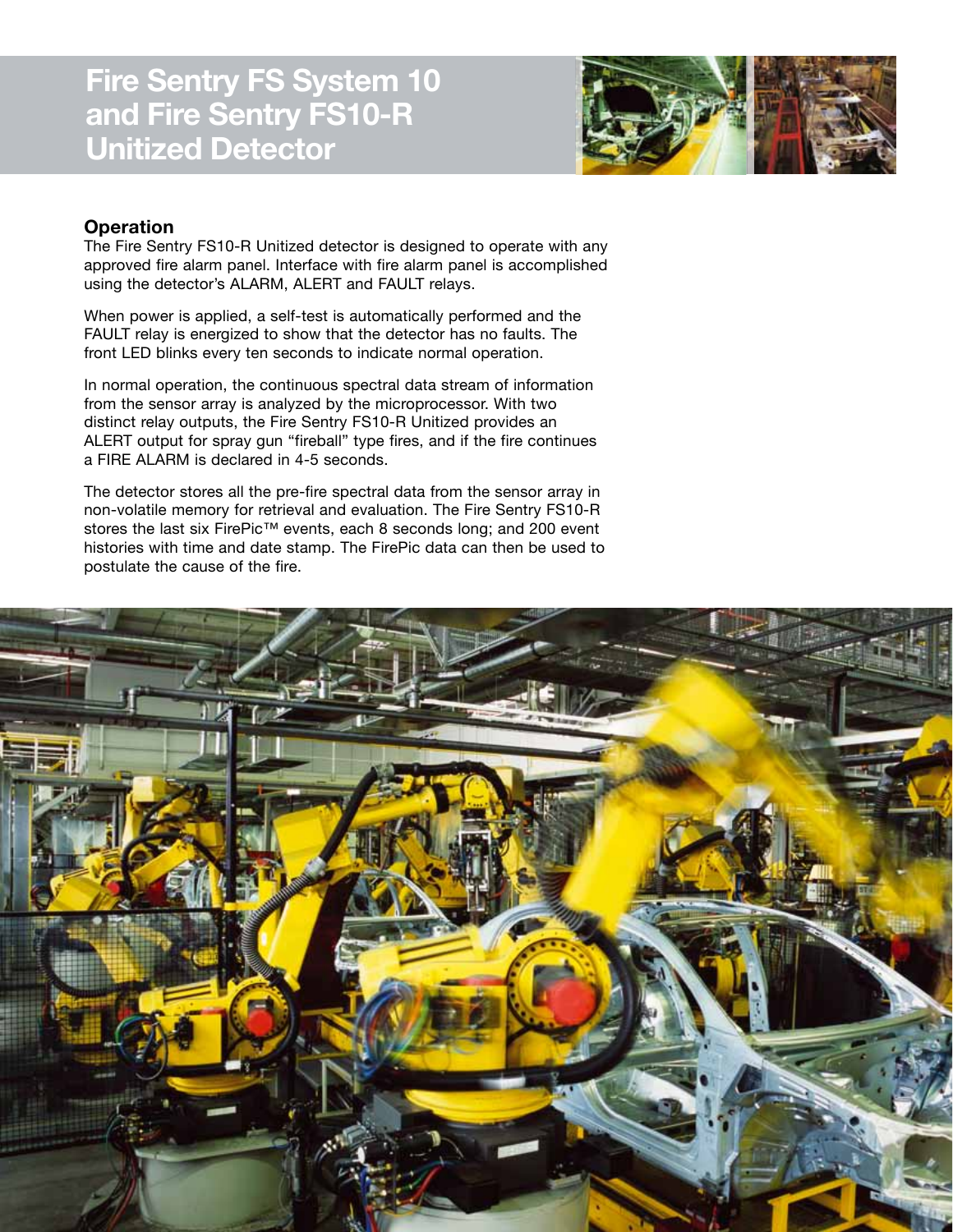# Fire Sentry FS System 10 and Fire Sentry FS10-R Unitized Detector

## Operation

The Fire Sentry FS10-R Unitized detector is designed to operate with any approved fire alarm panel. Interface with fire alarm panel is accomplished using the detector's ALARM, ALERT and FAULT relays.

When power is applied, a self-test is automatically performed and the FAULT relay is energized to show that the detector has no faults. The front LED blinks every ten seconds to indicate normal operation.

In normal operation, the continuous spectral data stream of information from the sensor array is analyzed by the microprocessor. With two distinct relay outputs, the Fire Sentry FS10-R Unitized provides an ALERT output for spray gun "fireball" type fires, and if the fire continues a FIRE ALARM is declared in 4-5 seconds.

The detector stores all the pre-fire spectral data from the sensor array in non-volatile memory for retrieval and evaluation. The Fire Sentry FS10-R stores the last six FirePic™ events, each 8 seconds long; and 200 event histories with time and date stamp. The FirePic data can then be used to postulate the cause of the fire.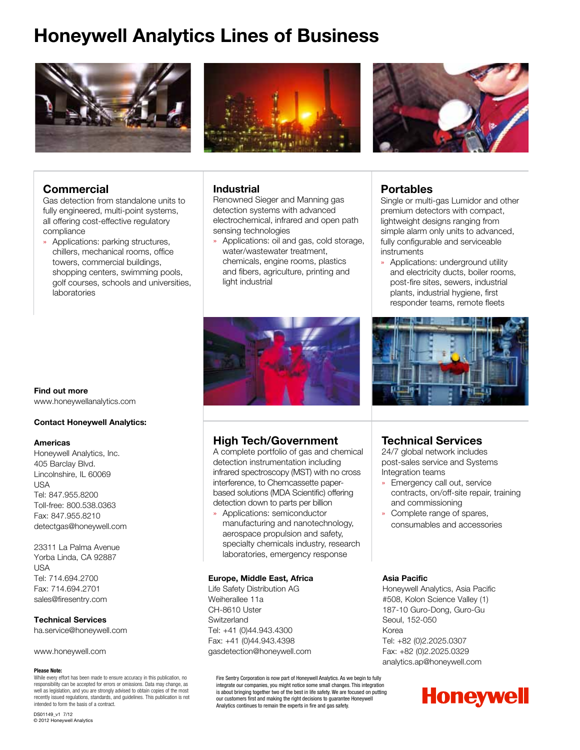# Honeywell Analytics Lines of Business

## Commercial

Gas detection from standalone units to fully engineered, multi-point systems, all offering cost-effective regulatory compliance

- Applications: parking structures, chillers, mechanical rooms, office towers, commercial buildings, shopping centers, swimming pools, golf courses, schools and universities, laboratories

## Industrial

Renowned Sieger and Manning gas detection systems with advanced electrochemical, infrared and open path sensing technologies

- Applications: oil and gas, cold storage, water/wastewater treatment, chemicals, engine rooms, plastics and fibers, agriculture, printing and light industrial

## Portables

Single or multi-gas Lumidor and other premium detectors with compact, lightweight designs ranging from simple alarm only units to advanced, fully configurable and serviceable instruments

- Applications: underground utility and electricity ducts, boiler rooms, post-fire sites, sewers, industrial plants, industrial hygiene, first responder teams, remote fleets

## High Tech/Government

A complete portfolio of gas and chemical detection instrumentation including infrared spectroscopy (MST) with no cross interference, to Chemcassette paper-based solutions (MDA Scientific) offering detection down to parts per billion

- Applications: semiconductor manufacturing and nanotechnology, aerospace propulsion and safety, specialty chemicals industry, research laboratories, emergency response

## Technical Services

24/7 global network includes post-sales service and Systems Integration teams

- Emergency call out, service contracts, on/off-site repair, training and commissioning
- Complete range of spares, consumables and accessories

**Find out more**
www.honeywellanalytics.com

**Contact Honeywell Analytics:**

**Americas**
Honeywell Analytics, Inc.
405 Barclay Blvd.
Lincolnshire, IL 60069
USA
Tel: 847.955.8200
Toll-free: 800.538.0363
Fax: 847.955.8210
detectgas@honeywell.com

23311 La Palma Avenue
Yorba Linda, CA 92887
USA
Tel: 714.694.2700
Fax: 714.694.2701
sales@firesentry.com

**Technical Services**
ha.service@honeywell.com

www.honeywell.com

**Europe, Middle East, Africa**
Life Safety Distribution AG
Weiherallee 11a
CH-8610 Uster
Switzerland
Tel: +41 (0)44.943.4300
Fax: +41 (0)44.943.4398
gasdetection@honeywell.com

**Asia Pacific**
Honeywell Analytics, Asia Pacific
#508, Kolon Science Valley (1)
187-10 Guro-Dong, Guro-Gu
Seoul, 152-050
Korea
Tel: +82 (0)2.2025.0307
Fax: +82 (0)2.2025.0329
analytics.ap@honeywell.com

**Please Note:**
While every effort has been made to ensure accuracy in this publication, no responsibility can be accepted for errors or omissions. Data may change, as well as legislation, and you are strongly advised to obtain copies of the most recently issued regulations, standards, and guidelines. This publication is not intended to form the basis of a contract.

Fire Sentry Corporation is now part of Honeywell Analytics. As we begin to fully integrate our companies, you might notice some small changes. This integration is about bringing together two of the best in life safety. We are focused on putting our customers first and making the right decisions to guarantee Honeywell Analytics continues to remain the experts in fire and gas safety.

Honeywell

DS01149_v1 7/12
© 2012 Honeywell Analytics